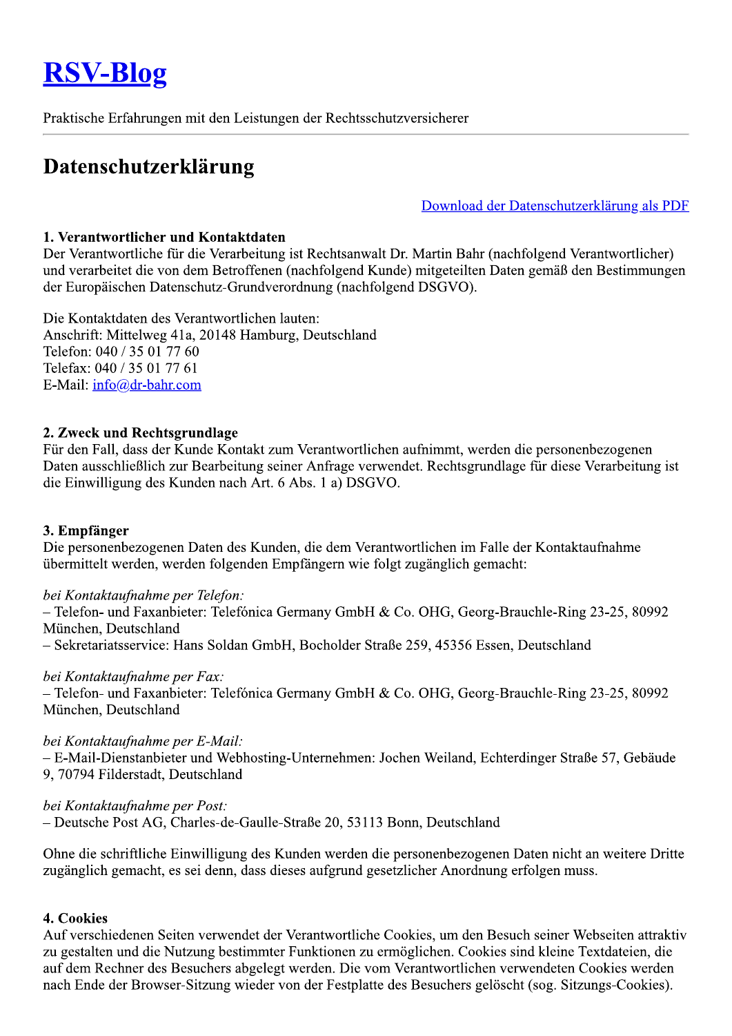# [RSV-Blog]

Praktische Erfahrungen mit den Leistungen der Rechtsschutzversicherer

---

## Datenschutzerklärung

[Download der Datenschutzerklärung als PDF]

**1. Verantwortlicher und Kontaktdaten**
Der Verantwortliche für die Verarbeitung ist Rechtsanwalt Dr. Martin Bahr (nachfolgend Verantwortlicher) und verarbeitet die von dem Betroffenen (nachfolgend Kunde) mitgeteilten Daten gemäß den Bestimmungen der Europäischen Datenschutz-Grundverordnung (nachfolgend DSGVO).

Die Kontaktdaten des Verantwortlichen lauten:
Anschrift: Mittelweg 41a, 20148 Hamburg, Deutschland
Telefon: 040 / 35 01 77 60
Telefax: 040 / 35 01 77 61
E-Mail: info@dr-bahr.com

**2. Zweck und Rechtsgrundlage**
Für den Fall, dass der Kunde Kontakt zum Verantwortlichen aufnimmt, werden die personenbezogenen Daten ausschließlich zur Bearbeitung seiner Anfrage verwendet. Rechtsgrundlage für diese Verarbeitung ist die Einwilligung des Kunden nach Art. 6 Abs. 1 a) DSGVO.

**3. Empfänger**
Die personenbezogenen Daten des Kunden, die dem Verantwortlichen im Falle der Kontaktaufnahme übermittelt werden, werden folgenden Empfängern wie folgt zugänglich gemacht:

*bei Kontaktaufnahme per Telefon:*
– Telefon- und Faxanbieter: Telefónica Germany GmbH & Co. OHG, Georg-Brauchle-Ring 23-25, 80992 München, Deutschland
– Sekretariatsservice: Hans Soldan GmbH, Bocholder Straße 259, 45356 Essen, Deutschland

*bei Kontaktaufnahme per Fax:*
– Telefon- und Faxanbieter: Telefónica Germany GmbH & Co. OHG, Georg-Brauchle-Ring 23-25, 80992 München, Deutschland

*bei Kontaktaufnahme per E-Mail:*
– E-Mail-Dienstanbieter und Webhosting-Unternehmen: Jochen Weiland, Echterdinger Straße 57, Gebäude 9, 70794 Filderstadt, Deutschland

*bei Kontaktaufnahme per Post:*
– Deutsche Post AG, Charles-de-Gaulle-Straße 20, 53113 Bonn, Deutschland

Ohne die schriftliche Einwilligung des Kunden werden die personenbezogenen Daten nicht an weitere Dritte zugänglich gemacht, es sei denn, dass dieses aufgrund gesetzlicher Anordnung erfolgen muss.

**4. Cookies**
Auf verschiedenen Seiten verwendet der Verantwortliche Cookies, um den Besuch seiner Webseiten attraktiv zu gestalten und die Nutzung bestimmter Funktionen zu ermöglichen. Cookies sind kleine Textdateien, die auf dem Rechner des Besuchers abgelegt werden. Die vom Verantwortlichen verwendeten Cookies werden nach Ende der Browser-Sitzung wieder von der Festplatte des Besuchers gelöscht (sog. Sitzungs-Cookies).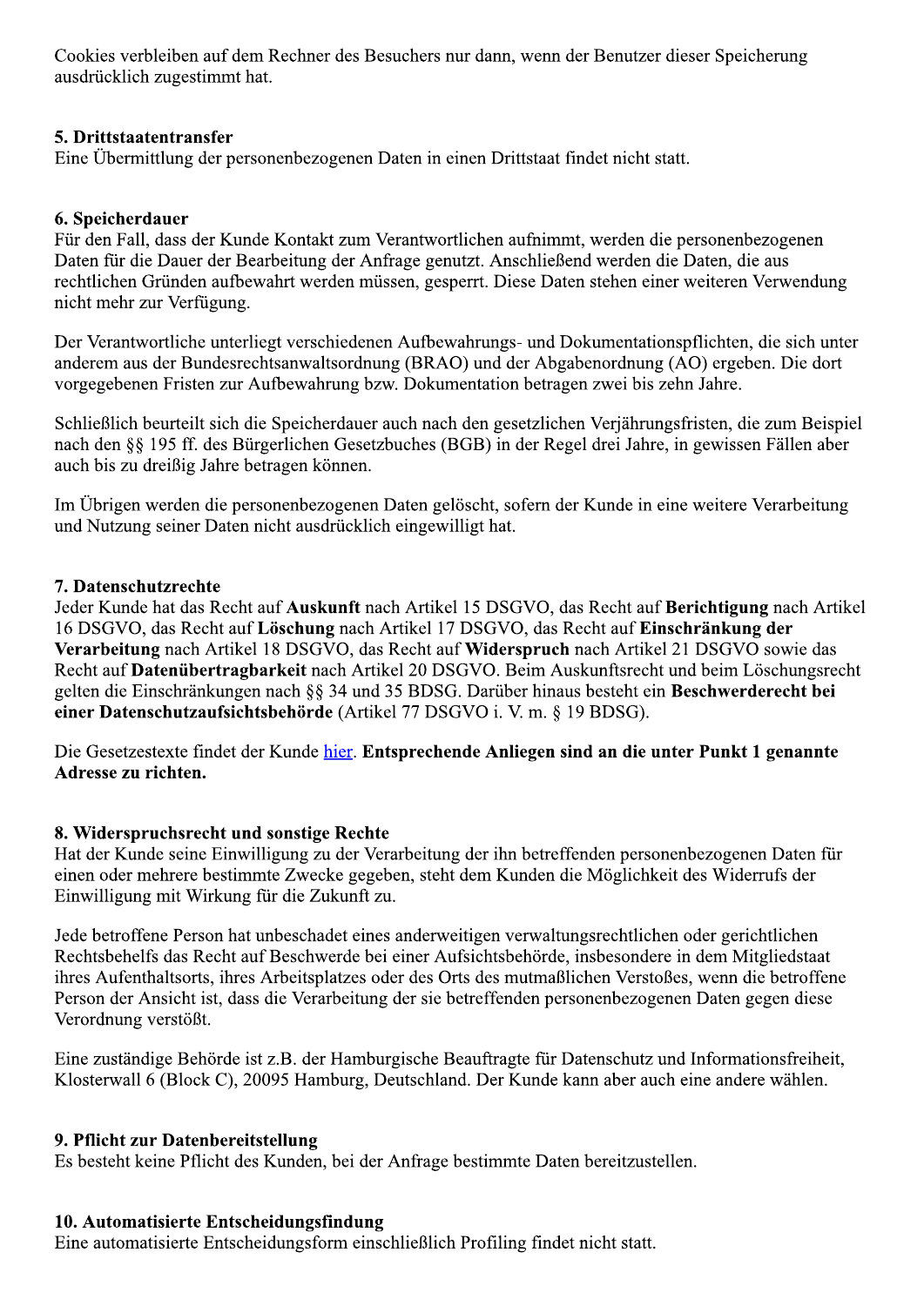Cookies verbleiben auf dem Rechner des Besuchers nur dann, wenn der Benutzer dieser Speicherung ausdrücklich zugestimmt hat.

### 5. Drittstaatentransfer

Eine Übermittlung der personenbezogenen Daten in einen Drittstaat findet nicht statt.

### 6. Speicherdauer

Für den Fall, dass der Kunde Kontakt zum Verantwortlichen aufnimmt, werden die personenbezogenen Daten für die Dauer der Bearbeitung der Anfrage genutzt. Anschließend werden die Daten, die aus rechtlichen Gründen aufbewahrt werden müssen, gesperrt. Diese Daten stehen einer weiteren Verwendung nicht mehr zur Verfügung.

Der Verantwortliche unterliegt verschiedenen Aufbewahrungs- und Dokumentationspflichten, die sich unter anderem aus der Bundesrechtsanwaltsordnung (BRAO) und der Abgabenordnung (AO) ergeben. Die dort vorgegebenen Fristen zur Aufbewahrung bzw. Dokumentation betragen zwei bis zehn Jahre.

Schließlich beurteilt sich die Speicherdauer auch nach den gesetzlichen Verjährungsfristen, die zum Beispiel nach den §§ 195 ff. des Bürgerlichen Gesetzbuches (BGB) in der Regel drei Jahre, in gewissen Fällen aber auch bis zu dreißig Jahre betragen können.

Im Übrigen werden die personenbezogenen Daten gelöscht, sofern der Kunde in eine weitere Verarbeitung und Nutzung seiner Daten nicht ausdrücklich eingewilligt hat.

### 7. Datenschutzrechte

Jeder Kunde hat das Recht auf **Auskunft** nach Artikel 15 DSGVO, das Recht auf **Berichtigung** nach Artikel 16 DSGVO, das Recht auf **Löschung** nach Artikel 17 DSGVO, das Recht auf **Einschränkung der Verarbeitung** nach Artikel 18 DSGVO, das Recht auf **Widerspruch** nach Artikel 21 DSGVO sowie das Recht auf **Datenübertragbarkeit** nach Artikel 20 DSGVO. Beim Auskunftsrecht und beim Löschungsrecht gelten die Einschränkungen nach §§ 34 und 35 BDSG. Darüber hinaus besteht ein **Beschwerderecht bei einer Datenschutzaufsichtsbehörde** (Artikel 77 DSGVO i. V. m. § 19 BDSG).

Die Gesetzestexte findet der Kunde hier. **Entsprechende Anliegen sind an die unter Punkt 1 genannte Adresse zu richten.**

### 8. Widerspruchsrecht und sonstige Rechte

Hat der Kunde seine Einwilligung zu der Verarbeitung der ihn betreffenden personenbezogenen Daten für einen oder mehrere bestimmte Zwecke gegeben, steht dem Kunden die Möglichkeit des Widerrufs der Einwilligung mit Wirkung für die Zukunft zu.

Jede betroffene Person hat unbeschadet eines anderweitigen verwaltungsrechtlichen oder gerichtlichen Rechtsbehelfs das Recht auf Beschwerde bei einer Aufsichtsbehörde, insbesondere in dem Mitgliedstaat ihres Aufenthaltsorts, ihres Arbeitsplatzes oder des Orts des mutmaßlichen Verstoßes, wenn die betroffene Person der Ansicht ist, dass die Verarbeitung der sie betreffenden personenbezogenen Daten gegen diese Verordnung verstößt.

Eine zuständige Behörde ist z.B. der Hamburgische Beauftragte für Datenschutz und Informationsfreiheit, Klosterwall 6 (Block C), 20095 Hamburg, Deutschland. Der Kunde kann aber auch eine andere wählen.

### 9. Pflicht zur Datenbereitstellung

Es besteht keine Pflicht des Kunden, bei der Anfrage bestimmte Daten bereitzustellen.

### 10. Automatisierte Entscheidungsfindung

Eine automatisierte Entscheidungsform einschließlich Profiling findet nicht statt.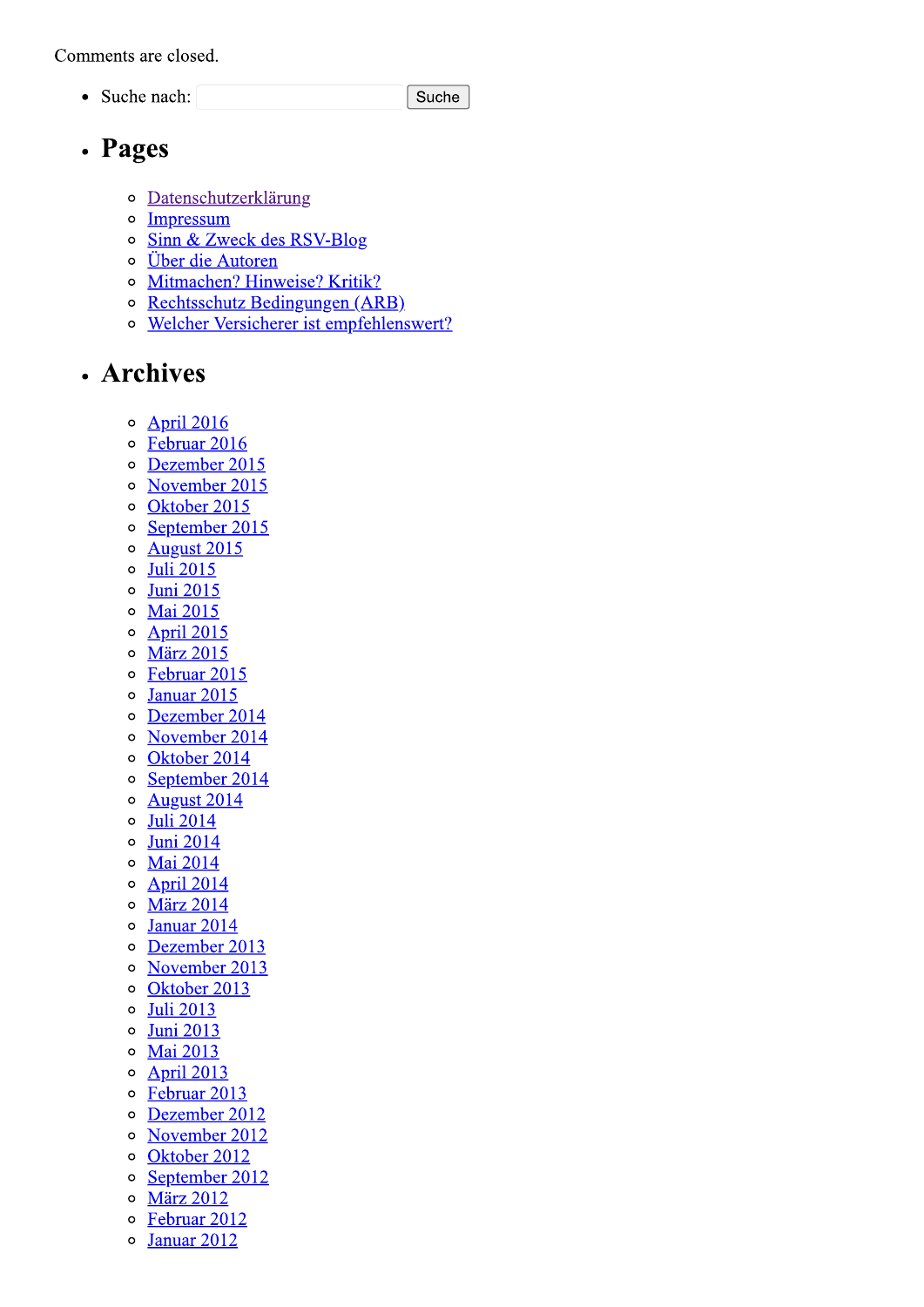Comments are closed.

- Suche nach: Suche

- ## Pages

  - Datenschutzerklärung
  - Impressum
  - Sinn & Zweck des RSV-Blog
  - Über die Autoren
  - Mitmachen? Hinweise? Kritik?
  - Rechtsschutz Bedingungen (ARB)
  - Welcher Versicherer ist empfehlenswert?

- ## Archives

  - April 2016
  - Februar 2016
  - Dezember 2015
  - November 2015
  - Oktober 2015
  - September 2015
  - August 2015
  - Juli 2015
  - Juni 2015
  - Mai 2015
  - April 2015
  - März 2015
  - Februar 2015
  - Januar 2015
  - Dezember 2014
  - November 2014
  - Oktober 2014
  - September 2014
  - August 2014
  - Juli 2014
  - Juni 2014
  - Mai 2014
  - April 2014
  - März 2014
  - Januar 2014
  - Dezember 2013
  - November 2013
  - Oktober 2013
  - Juli 2013
  - Juni 2013
  - Mai 2013
  - April 2013
  - Februar 2013
  - Dezember 2012
  - November 2012
  - Oktober 2012
  - September 2012
  - März 2012
  - Februar 2012
  - Januar 2012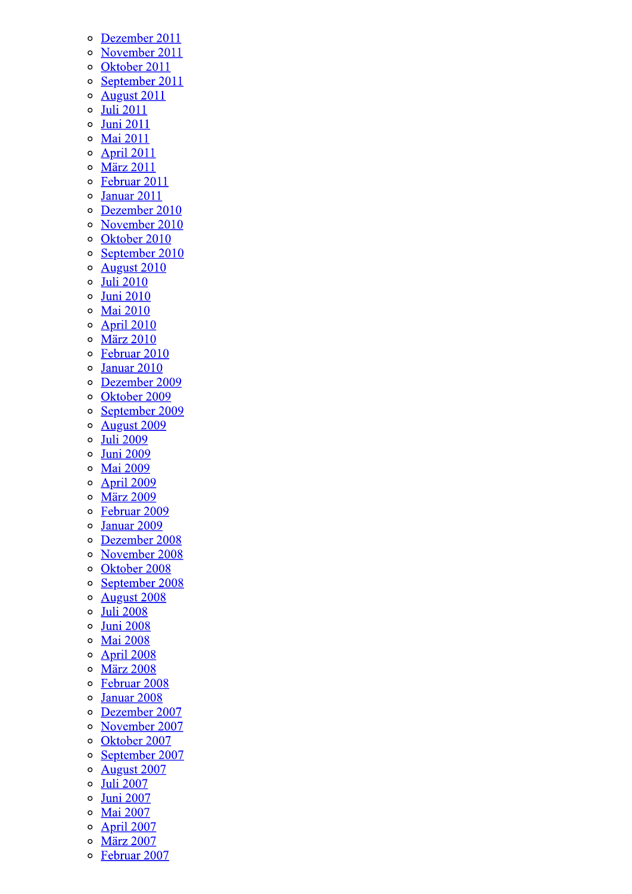- Dezember 2011
- November 2011
- Oktober 2011
- September 2011
- August 2011
- Juli 2011
- Juni 2011
- Mai 2011
- April 2011
- März 2011
- Februar 2011
- Januar 2011
- Dezember 2010
- November 2010
- Oktober 2010
- September 2010
- August 2010
- Juli 2010
- Juni 2010
- Mai 2010
- April 2010
- März 2010
- Februar 2010
- Januar 2010
- Dezember 2009
- Oktober 2009
- September 2009
- August 2009
- Juli 2009
- Juni 2009
- Mai 2009
- April 2009
- März 2009
- Februar 2009
- Januar 2009
- Dezember 2008
- November 2008
- Oktober 2008
- September 2008
- August 2008
- Juli 2008
- Juni 2008
- Mai 2008
- April 2008
- März 2008
- Februar 2008
- Januar 2008
- Dezember 2007
- November 2007
- Oktober 2007
- September 2007
- August 2007
- Juli 2007
- Juni 2007
- Mai 2007
- April 2007
- März 2007
- Februar 2007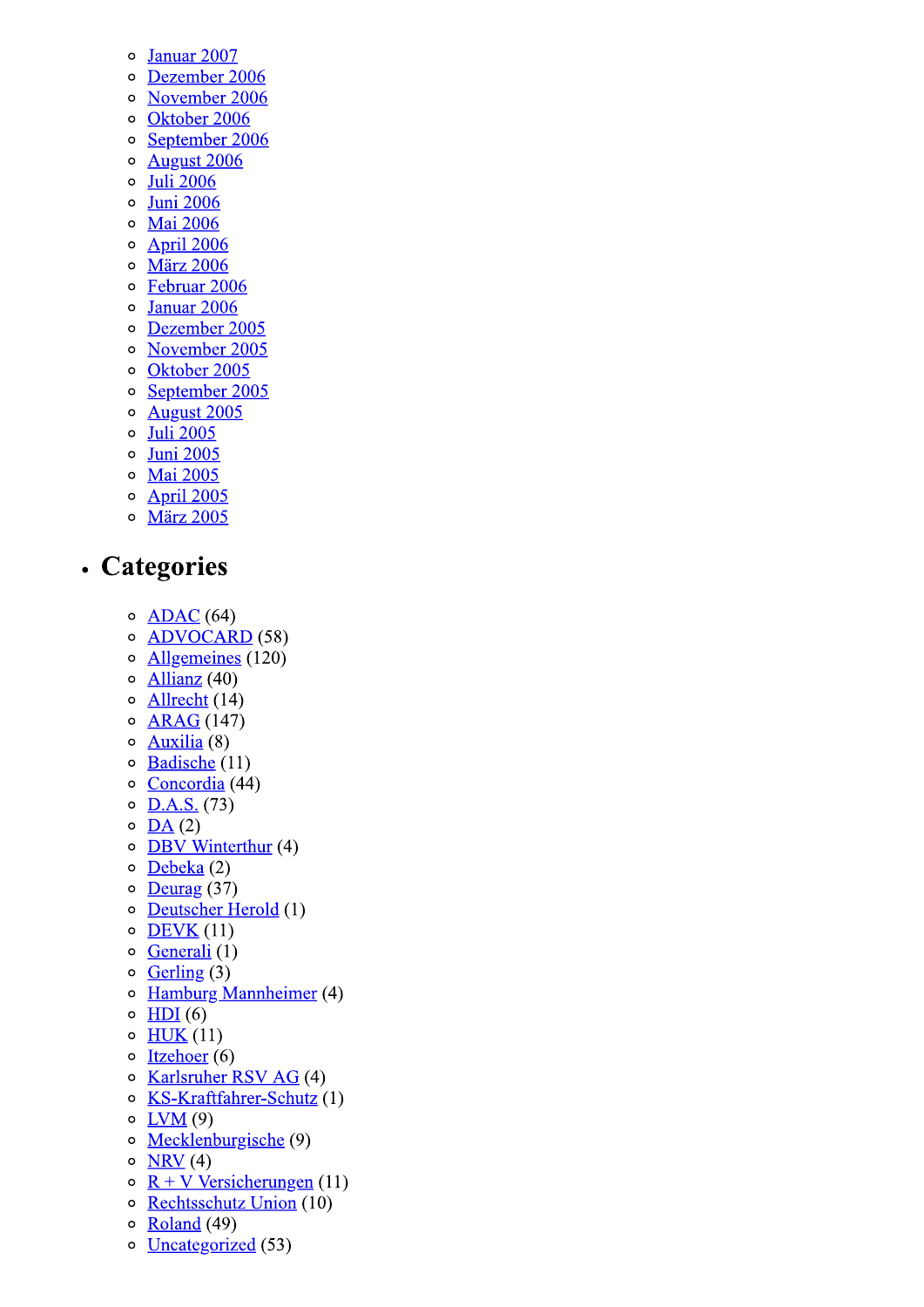- Januar 2007
- Dezember 2006
- November 2006
- Oktober 2006
- September 2006
- August 2006
- Juli 2006
- Juni 2006
- Mai 2006
- April 2006
- März 2006
- Februar 2006
- Januar 2006
- Dezember 2005
- November 2005
- Oktober 2005
- September 2005
- August 2005
- Juli 2005
- Juni 2005
- Mai 2005
- April 2005
- März 2005

## Categories

- ADAC (64)
- ADVOCARD (58)
- Allgemeines (120)
- Allianz (40)
- Allrecht (14)
- ARAG (147)
- Auxilia (8)
- Badische (11)
- Concordia (44)
- D.A.S. (73)
- DA (2)
- DBV Winterthur (4)
- Debeka (2)
- Deurag (37)
- Deutscher Herold (1)
- DEVK (11)
- Generali (1)
- Gerling (3)
- Hamburg Mannheimer (4)
- HDI (6)
- HUK (11)
- Itzehoer (6)
- Karlsruher RSV AG (4)
- KS-Kraftfahrer-Schutz (1)
- LVM (9)
- Mecklenburgische (9)
- NRV (4)
- R + V Versicherungen (11)
- Rechtsschutz Union (10)
- Roland (49)
- Uncategorized (53)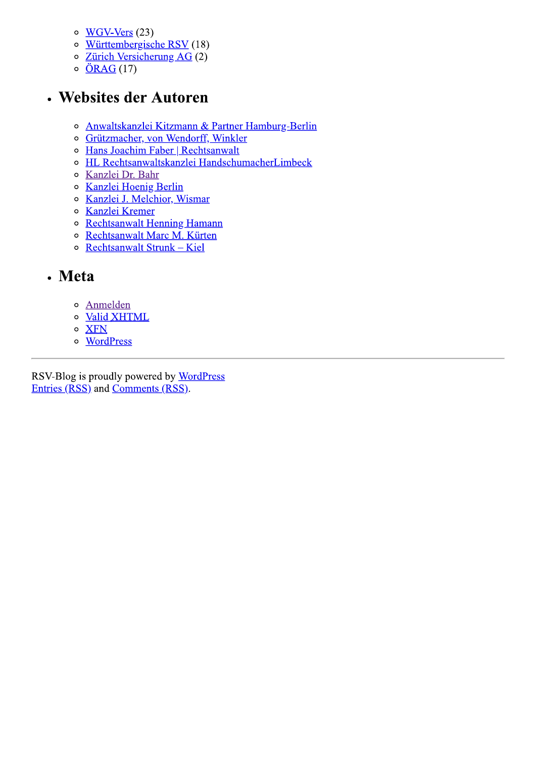- WGV-Vers (23)
- Württembergische RSV (18)
- Zürich Versicherung AG (2)
- ÖRAG (17)

## Websites der Autoren

- Anwaltskanzlei Kitzmann & Partner Hamburg-Berlin
- Grützmacher, von Wendorff, Winkler
- Hans Joachim Faber | Rechtsanwalt
- HL Rechtsanwaltskanzlei HandschumacherLimbeck
- Kanzlei Dr. Bahr
- Kanzlei Hoenig Berlin
- Kanzlei J. Melchior, Wismar
- Kanzlei Kremer
- Rechtsanwalt Henning Hamann
- Rechtsanwalt Marc M. Kürten
- Rechtsanwalt Strunk – Kiel

## Meta

- Anmelden
- Valid XHTML
- XFN
- WordPress

---

RSV-Blog is proudly powered by WordPress
Entries (RSS) and Comments (RSS).